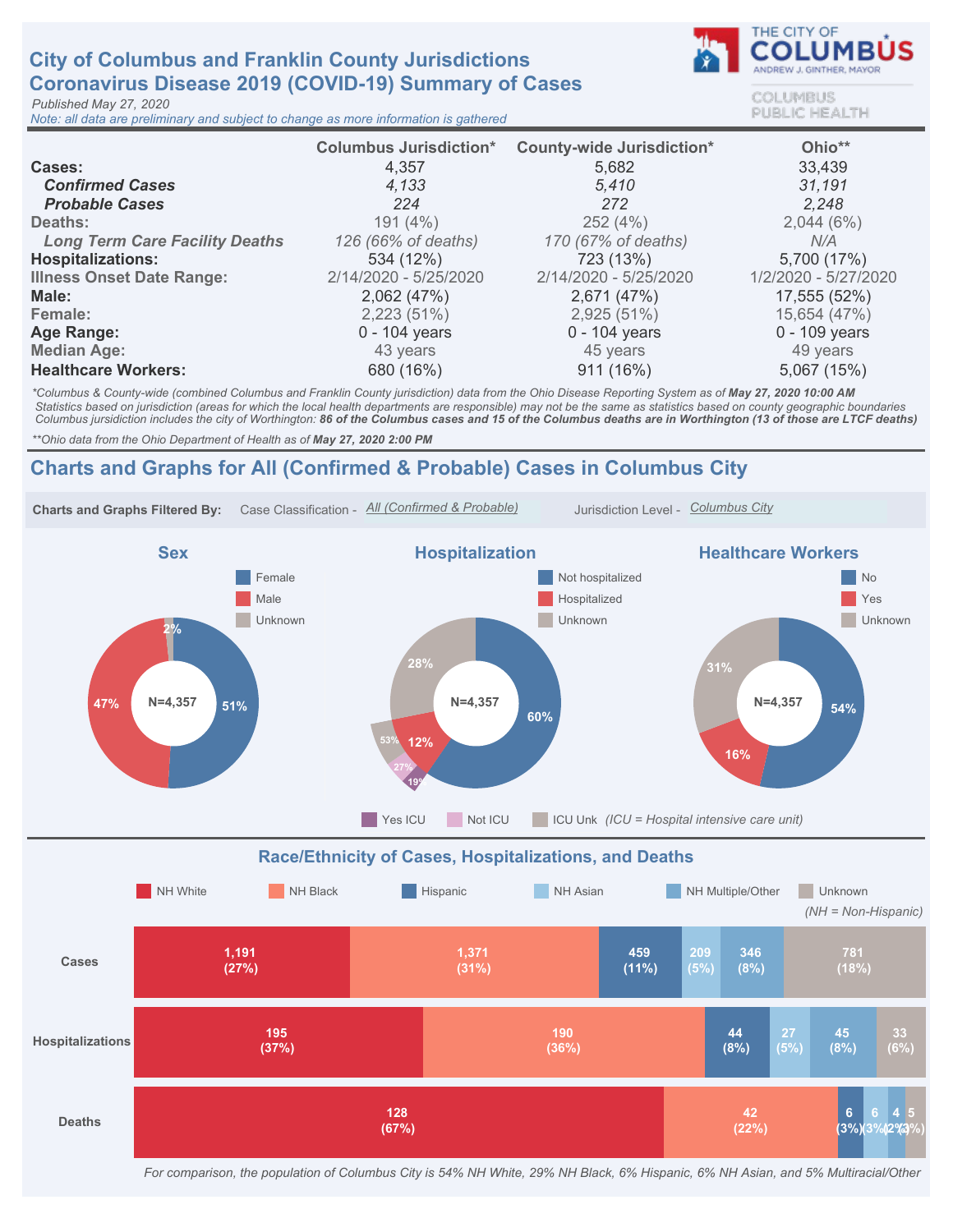# City of Columbus and Franklin County Jurisdictions
# Coronavirus Disease 2019 (COVID-19) Summary of Cases

THE CITY OF COLUMBUS — ANDREW J. GINTHER, MAYOR

COLUMBUS PUBLIC HEALTH

*Published May 27, 2020*

*Note: all data are preliminary and subject to change as more information is gathered*

| | Columbus Jurisdiction* | County-wide Jurisdiction* | Ohio** |
|---|---|---|---|
| **Cases:** | 4,357 | 5,682 | 33,439 |
| ***Confirmed Cases*** | *4,133* | *5,410* | *31,191* |
| ***Probable Cases*** | *224* | *272* | *2,248* |
| Deaths: | 191 (4%) | 252 (4%) | 2,044 (6%) |
| *Long Term Care Facility Deaths* | *126 (66% of deaths)* | *170 (67% of deaths)* | *N/A* |
| **Hospitalizations:** | 534 (12%) | 723 (13%) | 5,700 (17%) |
| Illness Onset Date Range: | 2/14/2020 - 5/25/2020 | 2/14/2020 - 5/25/2020 | 1/2/2020 - 5/27/2020 |
| **Male:** | 2,062 (47%) | 2,671 (47%) | 17,555 (52%) |
| Female: | 2,223 (51%) | 2,925 (51%) | 15,654 (47%) |
| **Age Range:** | 0 - 104 years | 0 - 104 years | 0 - 109 years |
| Median Age: | 43 years | 45 years | 49 years |
| **Healthcare Workers:** | 680 (16%) | 911 (16%) | 5,067 (15%) |

*\*Columbus & County-wide (combined Columbus and Franklin County jurisdiction) data from the Ohio Disease Reporting System as of **May 27, 2020 10:00 AM***
*Statistics based on jurisdiction (areas for which the local health departments are responsible) may not be the same as statistics based on county geographic boundaries*
*Columbus jurisdiction includes the city of Worthington: **86 of the Columbus cases and 15 of the Columbus deaths are in Worthington (13 of those are LTCF deaths)***

*\*\*Ohio data from the Ohio Department of Health as of **May 27, 2020 2:00 PM***

## Charts and Graphs for All (Confirmed & Probable) Cases in Columbus City

**Charts and Graphs Filtered By:** Case Classification - *All (Confirmed & Probable)* Jurisdiction Level - *Columbus City*

### Sex

N=4,357

| Category | Percent |
|---|---|
| Female | 51% |
| Male | 47% |
| Unknown | 2% |

### Hospitalization

N=4,357

| Category | Percent |
|---|---|
| Not hospitalized | 60% |
| Hospitalized | 12% |
| Unknown | 28% |

Of hospitalized: Yes ICU 19%, Not ICU 27%, ICU Unk 53% *(ICU = Hospital intensive care unit)*

### Healthcare Workers

N=4,357

| Category | Percent |
|---|---|
| No | 54% |
| Yes | 16% |
| Unknown | 31% |

### Race/Ethnicity of Cases, Hospitalizations, and Deaths

*(NH = Non-Hispanic)*

| | NH White | NH Black | Hispanic | NH Asian | NH Multiple/Other | Unknown |
|---|---|---|---|---|---|---|
| Cases | 1,191 (27%) | 1,371 (31%) | 459 (11%) | 209 (5%) | 346 (8%) | 781 (18%) |
| Hospitalizations | 195 (37%) | 190 (36%) | 44 (8%) | 27 (5%) | 45 (8%) | 33 (6%) |
| Deaths | 128 (67%) | 42 (22%) | 6 (3%) | 6 (3%) | 4 (2%) | 5 (3%) |

*For comparison, the population of Columbus City is 54% NH White, 29% NH Black, 6% Hispanic, 6% NH Asian, and 5% Multiracial/Other*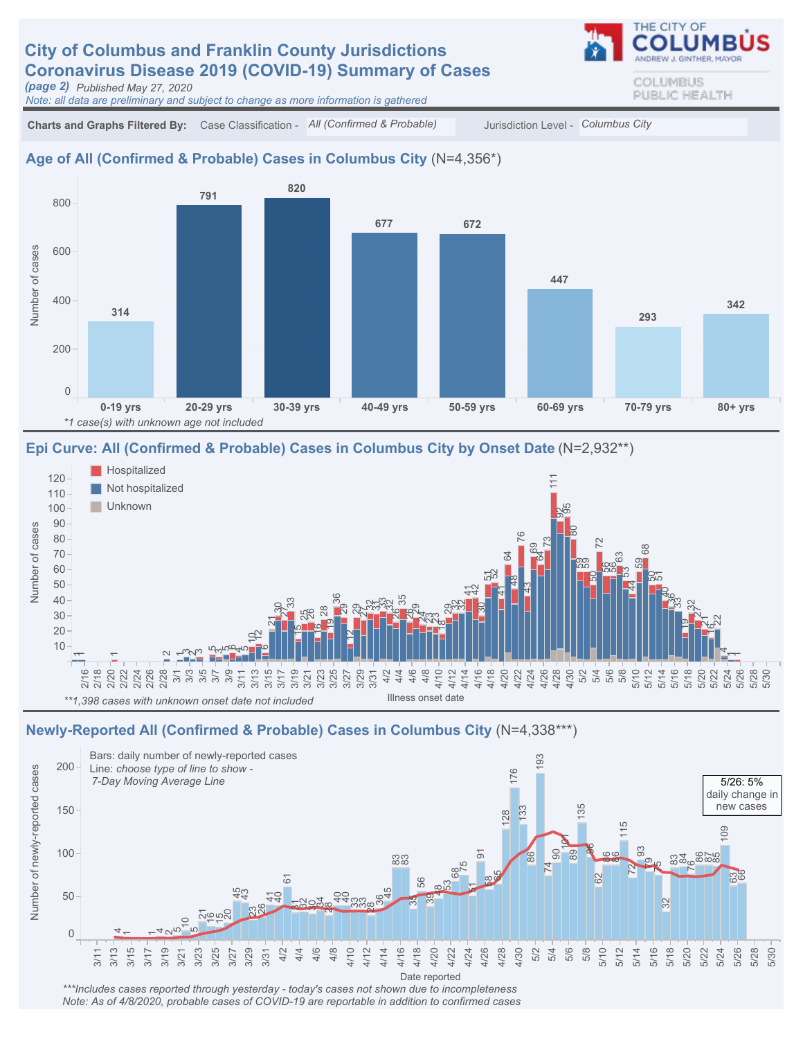# City of Columbus and Franklin County Jurisdictions
# Coronavirus Disease 2019 (COVID-19) Summary of Cases

*(page 2)* *Published May 27, 2020*

*Note: all data are preliminary and subject to change as more information is gathered*

THE CITY OF COLUMBUS
ANDREW J. GINTHER, MAYOR

COLUMBUS PUBLIC HEALTH

**Charts and Graphs Filtered By:** Case Classification - *All (Confirmed & Probable)* Jurisdiction Level - *Columbus City*

## Age of All (Confirmed & Probable) Cases in Columbus City (N=4,356*)

| Age group | Number of cases |
|---|---|
| 0-19 yrs | 314 |
| 20-29 yrs | 791 |
| 30-39 yrs | 820 |
| 40-49 yrs | 677 |
| 50-59 yrs | 672 |
| 60-69 yrs | 447 |
| 70-79 yrs | 293 |
| 80+ yrs | 342 |

*\*1 case(s) with unknown age not included*

## Epi Curve: All (Confirmed & Probable) Cases in Columbus City by Onset Date (N=2,932**)

Legend: Hospitalized; Not hospitalized; Unknown

Y-axis: Number of cases. X-axis: Illness onset date (2/16 – 5/30)

*\*\*1,398 cases with unknown onset date not included*

## Newly-Reported All (Confirmed & Probable) Cases in Columbus City (N=4,338***)

Bars: daily number of newly-reported cases

Line: *choose type of line to show -*
*7-Day Moving Average Line*

5/26: 5% daily change in new cases

Y-axis: Number of newly-reported cases. X-axis: Date reported (3/11 – 5/30)

*\*\*\*Includes cases reported through yesterday - today's cases not shown due to incompleteness*

*Note: As of 4/8/2020, probable cases of COVID-19 are reportable in addition to confirmed cases*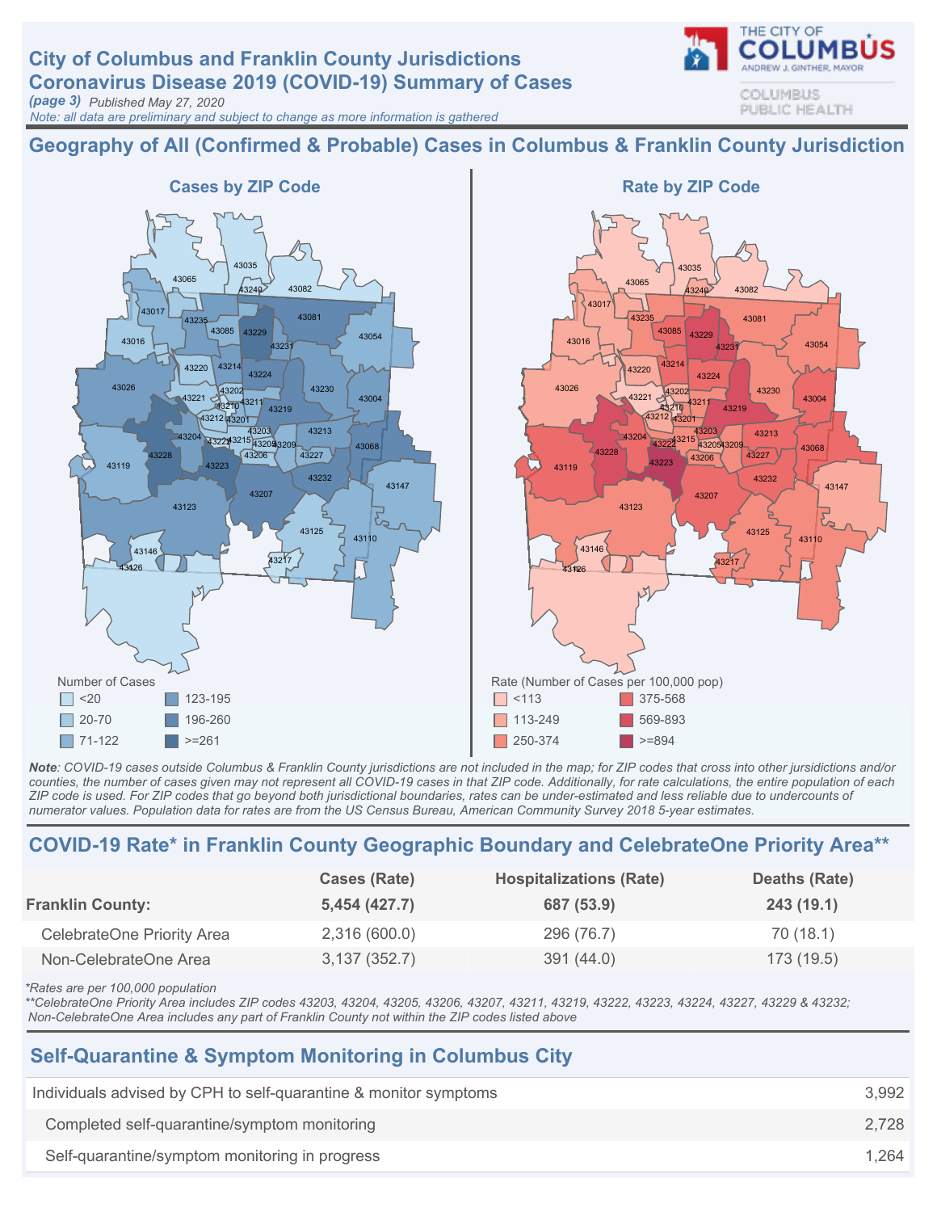# City of Columbus and Franklin County Jurisdictions
# Coronavirus Disease 2019 (COVID-19) Summary of Cases

*(page 3)* *Published May 27, 2020*

*Note: all data are preliminary and subject to change as more information is gathered*

THE CITY OF COLUMBUS
ANDREW J. GINTHER, MAYOR
COLUMBUS PUBLIC HEALTH

## Geography of All (Confirmed & Probable) Cases in Columbus & Franklin County Jurisdiction

### Cases by ZIP Code

43035 43065 43240 43082 43017 43235 43081 43085 43229 43016 43231 43054 43220 43214 43224 43026 43230 43221 43202 43211 43004 43210 43212 43201 43219 43203 43213 43204 43222 43215 43205 43209 43068 43228 43206 43227 43119 43223 43232 43147 43207 43123 43125 43110 43146 43217 43126

Number of Cases
<20
20-70
71-122
123-195
196-260
>=261

### Rate by ZIP Code

43035 43065 43240 43082 43017 43235 43081 43085 43229 43016 43231 43054 43220 43214 43224 43026 43230 43221 43202 43211 43004 43210 43212 43201 43219 43203 43213 43204 43222 43215 43205 43209 43068 43228 43206 43227 43119 43223 43232 43147 43207 43123 43125 43110 43146 43217 43126

Rate (Number of Cases per 100,000 pop)
<113
113-249
250-374
375-568
569-893
>=894

***Note**: COVID-19 cases outside Columbus & Franklin County jurisdictions are not included in the map; for ZIP codes that cross into other jursidictions and/or counties, the number of cases given may not represent all COVID-19 cases in that ZIP code. Additionally, for rate calculations, the entire population of each ZIP code is used. For ZIP codes that go beyond both jurisdictional boundaries, rates can be under-estimated and less reliable due to undercounts of numerator values. Population data for rates are from the US Census Bureau, American Community Survey 2018 5-year estimates.*

## COVID-19 Rate* in Franklin County Geographic Boundary and CelebrateOne Priority Area**

| | Cases (Rate) | Hospitalizations (Rate) | Deaths (Rate) |
|---|---|---|---|
| **Franklin County:** | **5,454 (427.7)** | **687 (53.9)** | **243 (19.1)** |
| CelebrateOne Priority Area | 2,316 (600.0) | 296 (76.7) | 70 (18.1) |
| Non-CelebrateOne Area | 3,137 (352.7) | 391 (44.0) | 173 (19.5) |

*\*Rates are per 100,000 population*

*\*\*CelebrateOne Priority Area includes ZIP codes 43203, 43204, 43205, 43206, 43207, 43211, 43219, 43222, 43223, 43224, 43227, 43229 & 43232; Non-CelebrateOne Area includes any part of Franklin County not within the ZIP codes listed above*

## Self-Quarantine & Symptom Monitoring in Columbus City

| | |
|---|---|
| Individuals advised by CPH to self-quarantine & monitor symptoms | 3,992 |
| Completed self-quarantine/symptom monitoring | 2,728 |
| Self-quarantine/symptom monitoring in progress | 1,264 |